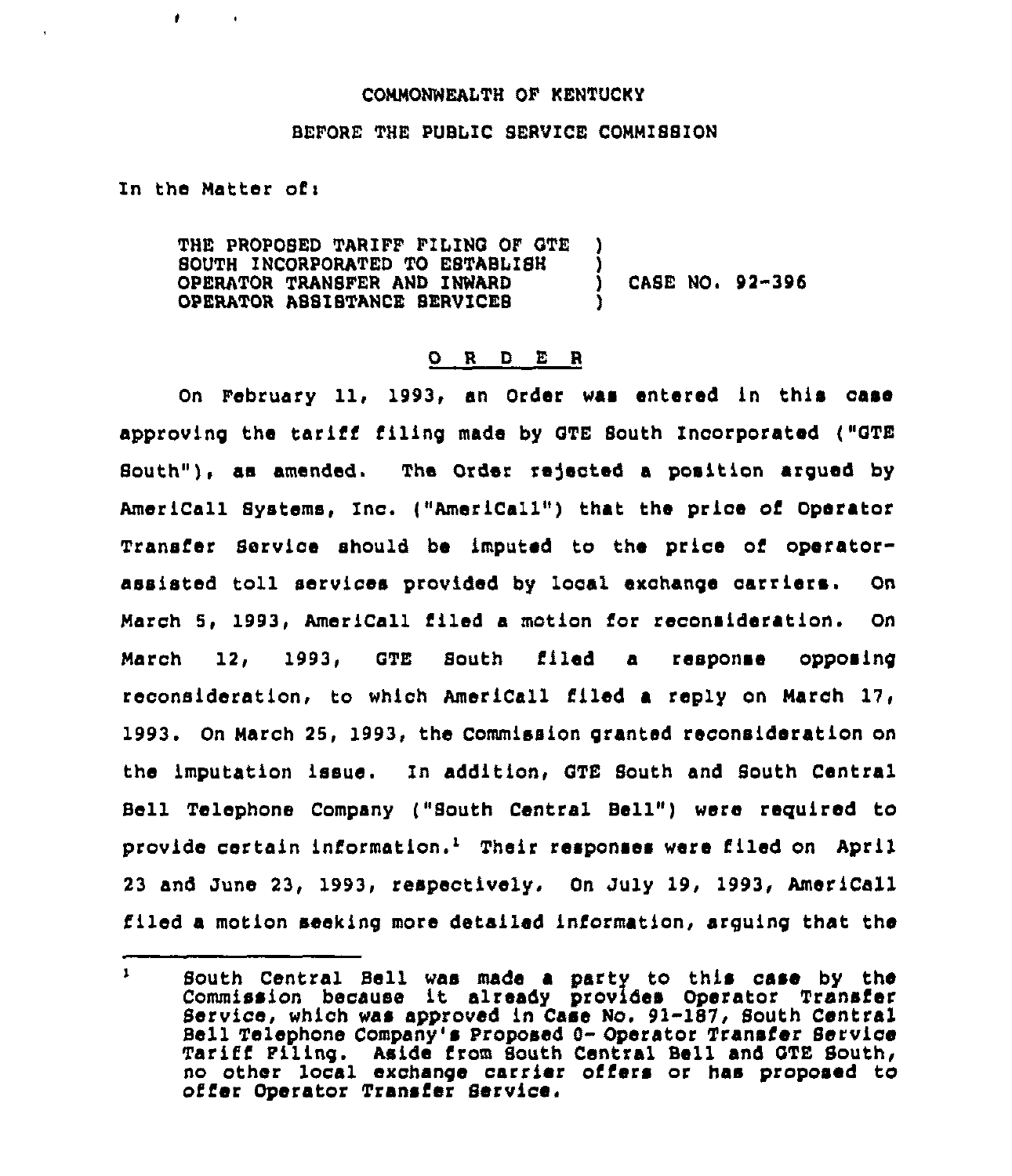COMMONWEALTH OF KENTUCKY

BEFORE THE PUBLIC SERVICE COMMISSION

In the Matter of:

THE PROPOSED TARIFF FILING OF GTE SOUTH INCORPORATED TO ESTABLISH OPERATOR TRANSFER AND INWARD OPERATOR ASSISTANCE SERVICES ) CASE NO. 92-396

O R D E R

On February 11, 1993, an Order was entered in this case approving the tariff filing made by GTE South Incorporated ("GTE South"), as amended. The Order rejected a position argued by AmeriCall Systems, Inc. ("AmeriCall") that the price of Operator Transfer Service should be imputed to the price of operator-assisted toll services provided by local exchange carriers. On March 5, 1993, AmeriCall filed a motion for reconsideration. On March 12, 1993, GTE South filed a response opposing reconsideration, to which AmeriCall filed a reply on March 17, 1993. On March 25, 1993, the Commission granted reconsideration on the imputation issue. In addition, GTE South and South Central Bell Telephone Company ("South Central Bell") were required to provide certain information.[1] Their responses were filed on April 23 and June 23, 1993, respectively. On July 19, 1993, AmeriCall filed a motion seeking more detailed information, arguing that the

[1] South Central Bell was made a party to this case by the Commission because it already provides Operator Transfer Service, which was approved in Case No. 91-187, South Central Bell Telephone Company's Proposed 0- Operator Transfer Service Tariff Filing. Aside from South Central Bell and GTE South, no other local exchange carrier offers or has proposed to offer Operator Transfer Service.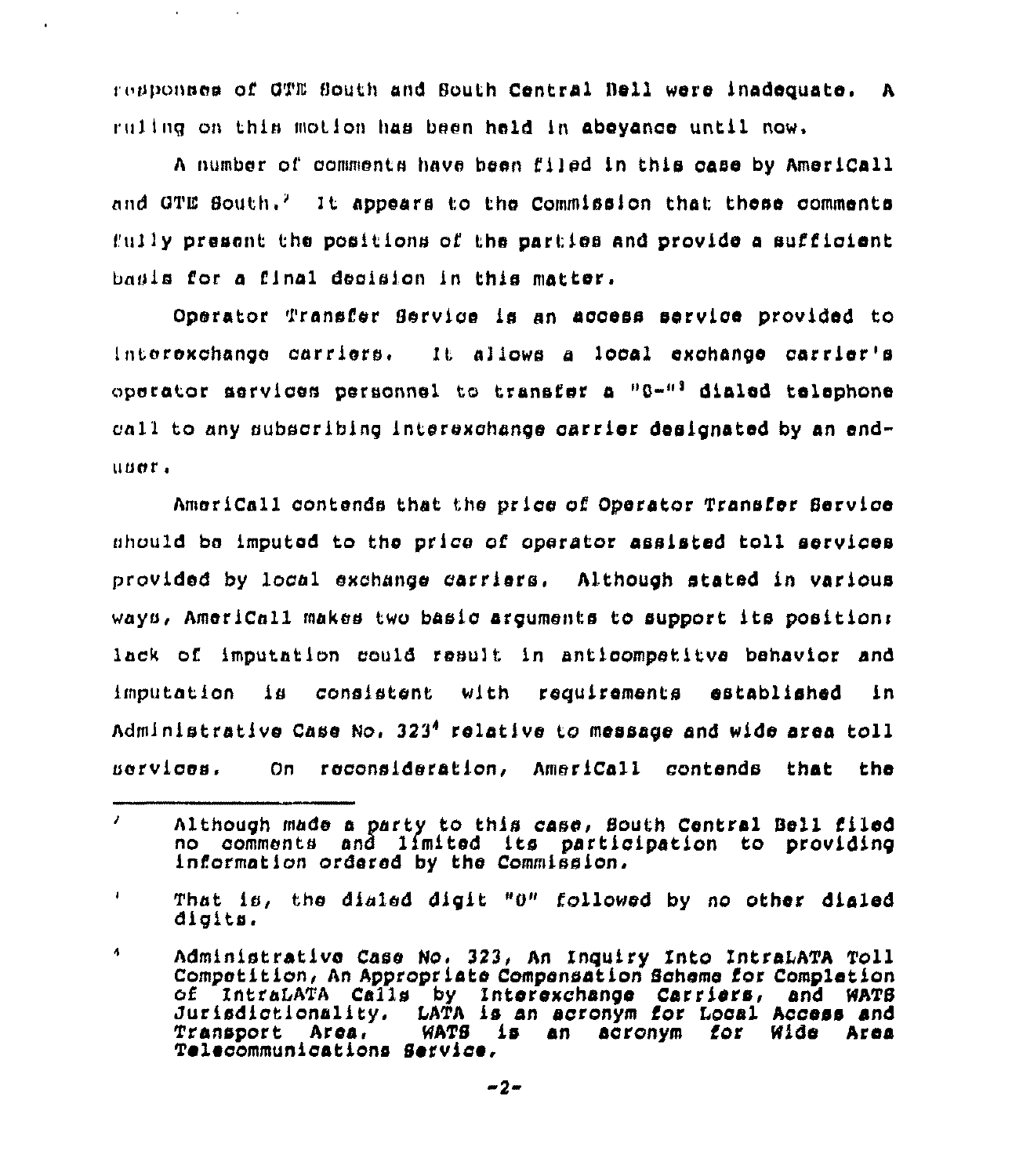responses of GTE South and South Central Bell were inadequate. A ruling on this motion has been held in abeyance until now.

A number of comments have been filed in this case by AmeriCall and GTE South.[2] It appears to the Commission that these comments fully present the positions of the parties and provide a sufficient basis for a final decision in this matter.

Operator Transfer Service is an access service provided to interexchange carriers. It allows a local exchange carrier's operator services personnel to transfer a "0-"[3] dialed telephone call to any subscribing interexchange carrier designated by an end-user.

AmeriCall contends that the price of Operator Transfer Service should be imputed to the price of operator assisted toll services provided by local exchange carriers. Although stated in various ways, AmeriCall makes two basic arguments to support its position: lack of imputation could result in anticompetitive behavior and imputation is consistent with requirements established in Administrative Case No. 323[4] relative to message and wide area toll services. On reconsideration, AmeriCall contends that the

---

[2] Although made a party to this case, South Central Bell filed no comments and limited its participation to providing information ordered by the Commission.

[3] That is, the dialed digit "0" followed by no other dialed digits.

[4] Administrative Case No. 323, An Inquiry Into IntraLATA Toll Competition, An Appropriate Compensation Scheme for Completion of IntraLATA Calls by Interexchange Carriers, and WATS Jurisdictionality. LATA is an acronym for Local Access and Transport Area. WATS is an acronym for Wide Area Telecommunications Service.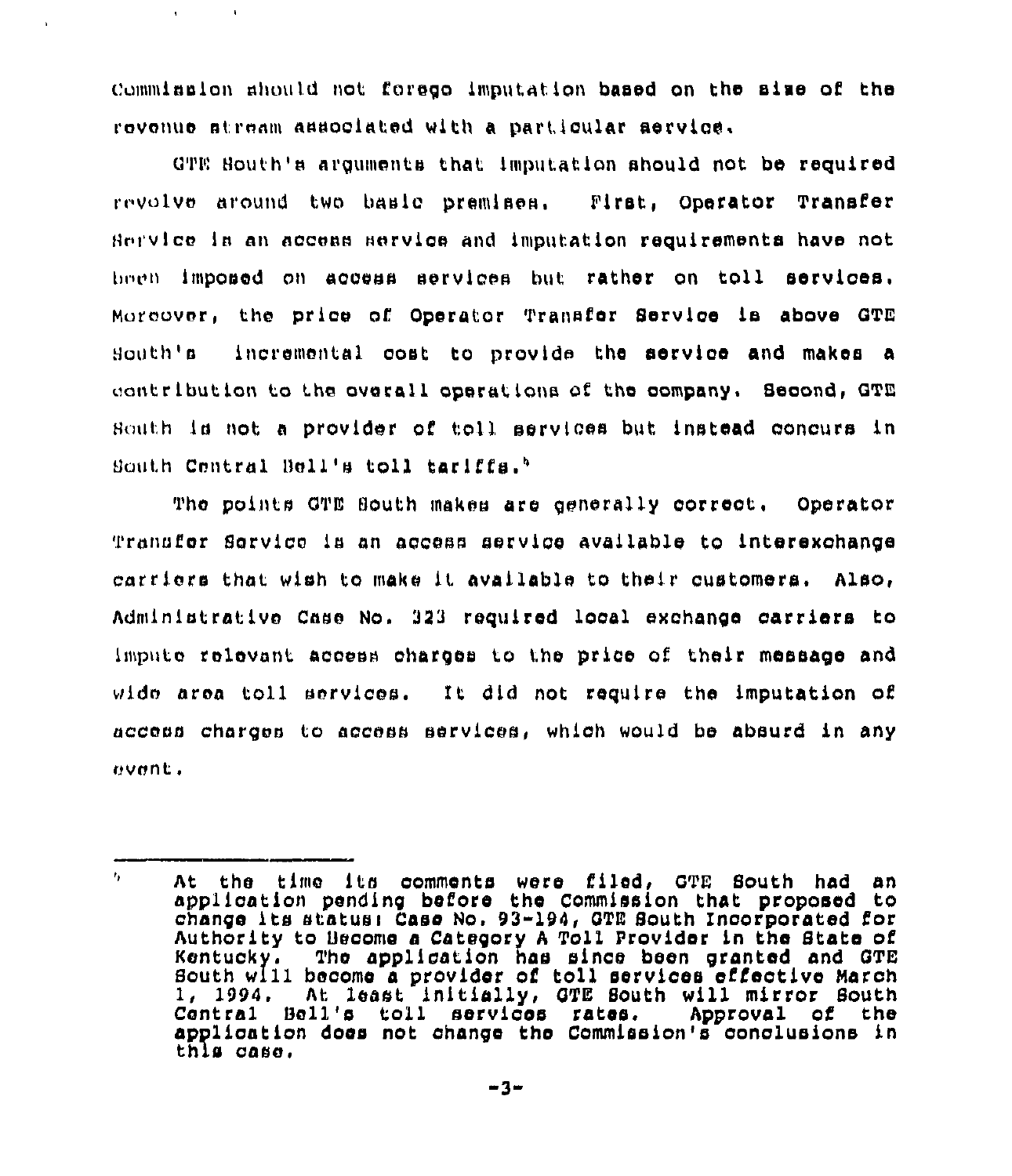Commission should not forego imputation based on the size of the revenue stream associated with a particular service.

GTE South's arguments that imputation should not be required revolve around two basic premises. First, Operator Transfer Service is an access service and imputation requirements have not been imposed on access services but rather on toll services. Moreover, the price of Operator Transfer Service is above GTE South's incremental cost to provide the service and makes a contribution to the overall operations of the company. Second, GTE South is not a provider of toll services but instead concurs in South Central Bell's toll tariffs.[5]

The points GTE South makes are generally correct. Operator Transfer Service is an access service available to interexchange carriers that wish to make it available to their customers. Also, Administrative Case No. 323 required local exchange carriers to impute relevant access charges to the price of their message and wide area toll services. It did not require the imputation of access charges to access services, which would be absurd in any event.

---

[5] At the time its comments were filed, GTE South had an application pending before the Commission that proposed to change its status: Case No. 93-194, GTE South Incorporated for Authority to Become a Category A Toll Provider in the State of Kentucky. The application has since been granted and GTE South will become a provider of toll services effective March 1, 1994. At least initially, GTE South will mirror South Central Bell's toll services rates. Approval of the application does not change the Commission's conclusions in this case.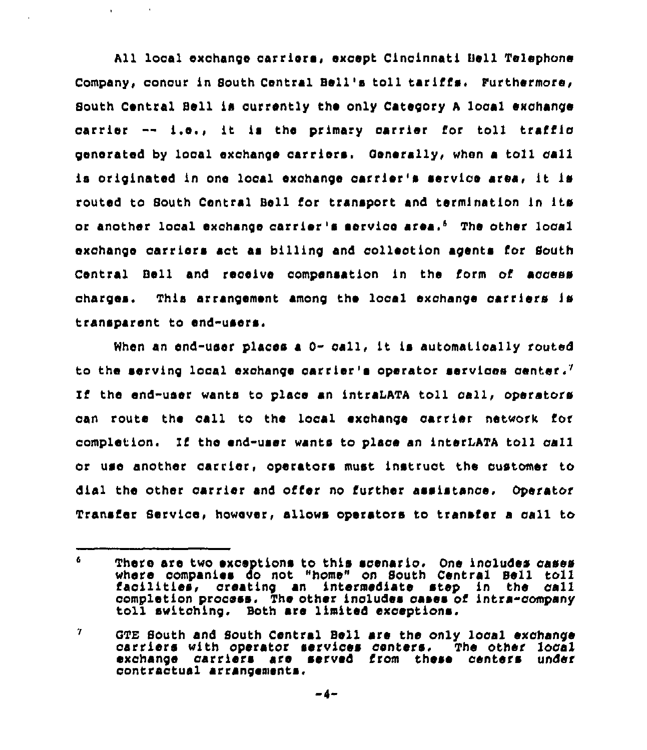All local exchange carriers, except Cincinnati Bell Telephone Company, concur in South Central Bell's toll tariffs. Furthermore, South Central Bell is currently the only Category A local exchange carrier -- i.e., it is the primary carrier for toll traffic generated by local exchange carriers. Generally, when a toll call is originated in one local exchange carrier's service area, it is routed to South Central Bell for transport and termination in its or another local exchange carrier's service area.[6] The other local exchange carriers act as billing and collection agents for South Central Bell and receive compensation in the form of access charges. This arrangement among the local exchange carriers is transparent to end-users.

When an end-user places a 0- call, it is automatically routed to the serving local exchange carrier's operator services center.[7] If the end-user wants to place an intraLATA toll call, operators can route the call to the local exchange carrier network for completion. If the end-user wants to place an interLATA toll call or use another carrier, operators must instruct the customer to dial the other carrier and offer no further assistance. Operator Transfer Service, however, allows operators to transfer a call to

---

[6] There are two exceptions to this scenario. One includes cases where companies do not "home" on South Central Bell toll facilities, creating an intermediate step in the call completion process. The other includes cases of intra-company toll switching. Both are limited exceptions.

[7] GTE South and South Central Bell are the only local exchange carriers with operator services centers. The other local exchange carriers are served from these centers under contractual arrangements.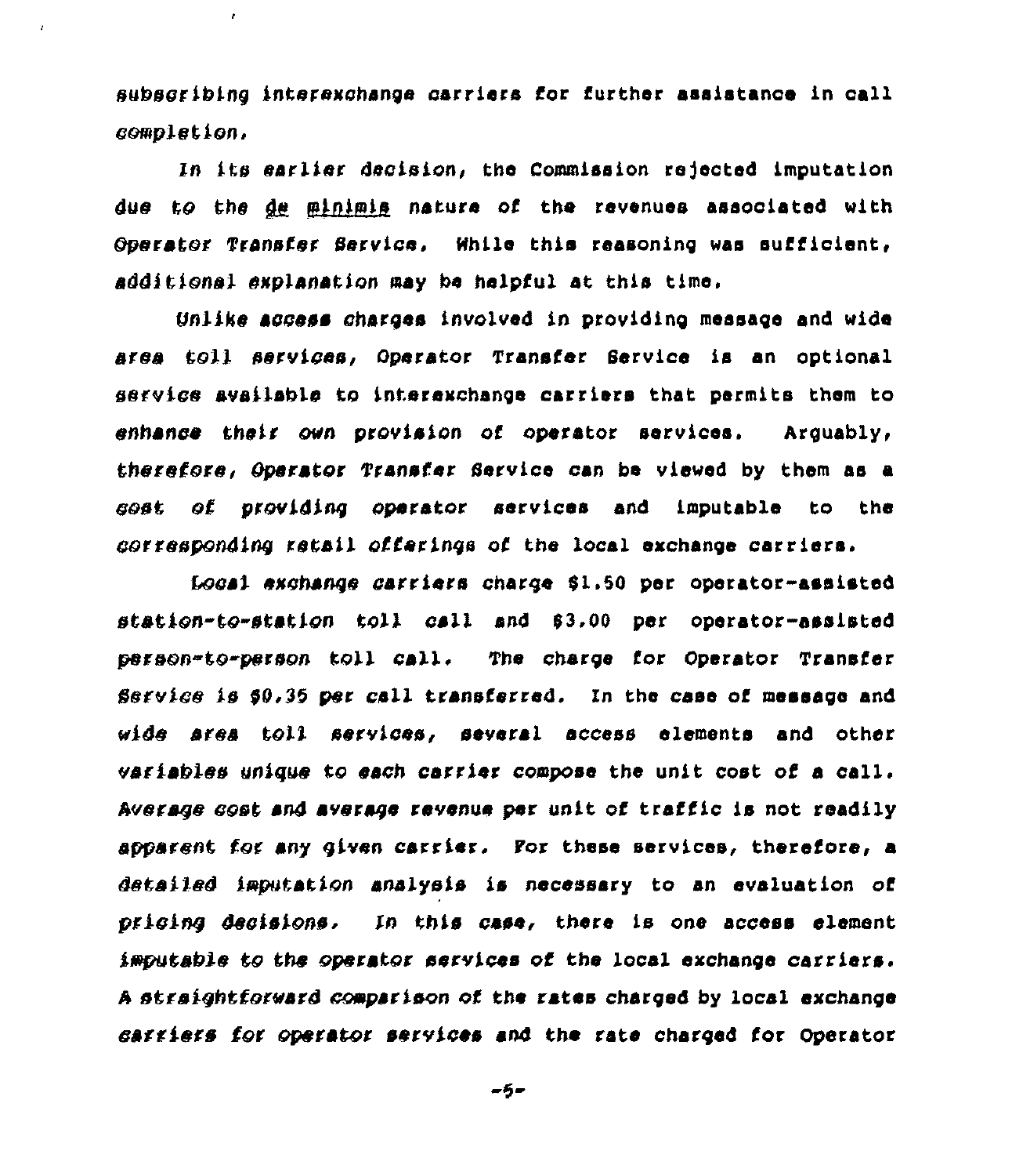subscribing interexchange carriers for further assistance in call completion.

In its earlier decision, the Commission rejected imputation due to the de minimis nature of the revenues associated with Operator Transfer Service. While this reasoning was sufficient, additional explanation may be helpful at this time.

Unlike access charges involved in providing message and wide area toll services, Operator Transfer Service is an optional service available to interexchange carriers that permits them to enhance their own provision of operator services. Arguably, therefore, Operator Transfer Service can be viewed by them as a cost of providing operator services and imputable to the corresponding retail offerings of the local exchange carriers.

Local exchange carriers charge $1.50 per operator-assisted station-to-station toll call and $3.00 per operator-assisted person-to-person toll call. The charge for Operator Transfer Service is $0.35 per call transferred. In the case of message and wide area toll services, several access elements and other variables unique to each carrier compose the unit cost of a call. Average cost and average revenue per unit of traffic is not readily apparent for any given carrier. For these services, therefore, a detailed imputation analysis is necessary to an evaluation of pricing decisions. In this case, there is one access element imputable to the operator services of the local exchange carriers. A straightforward comparison of the rates charged by local exchange carriers for operator services and the rate charged for Operator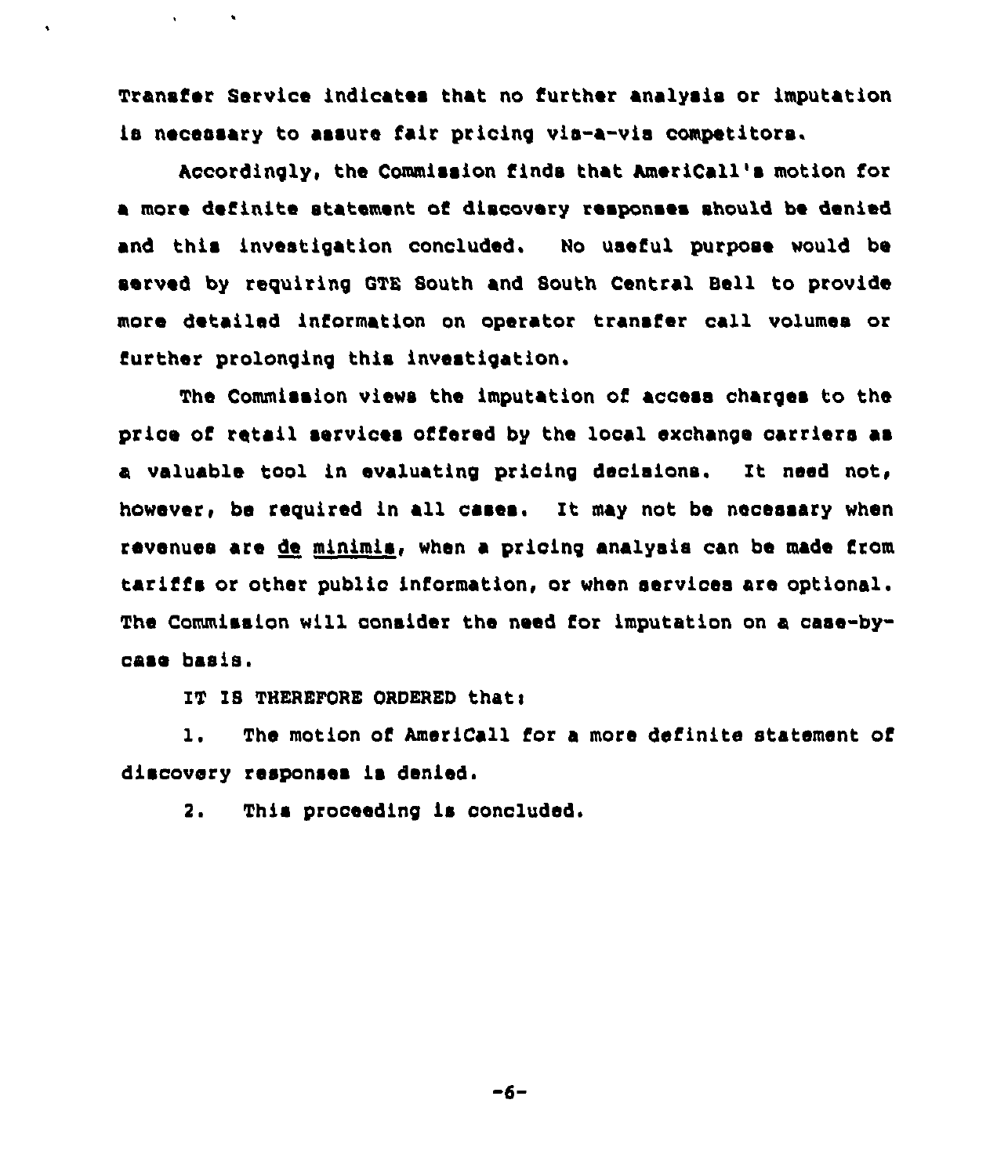Transfer Service indicates that no further analysis or imputation is necessary to assure fair pricing vis-a-vis competitors.

Accordingly, the Commission finds that AmeriCall's motion for a more definite statement of discovery responses should be denied and this investigation concluded. No useful purpose would be served by requiring GTE South and South Central Bell to provide more detailed information on operator transfer call volumes or further prolonging this investigation.

The Commission views the imputation of access charges to the price of retail services offered by the local exchange carriers as a valuable tool in evaluating pricing decisions. It need not, however, be required in all cases. It may not be necessary when revenues are de minimis, when a pricing analysis can be made from tariffs or other public information, or when services are optional. The Commission will consider the need for imputation on a case-by-case basis.

IT IS THEREFORE ORDERED that:

1. The motion of AmeriCall for a more definite statement of discovery responses is denied.

2. This proceeding is concluded.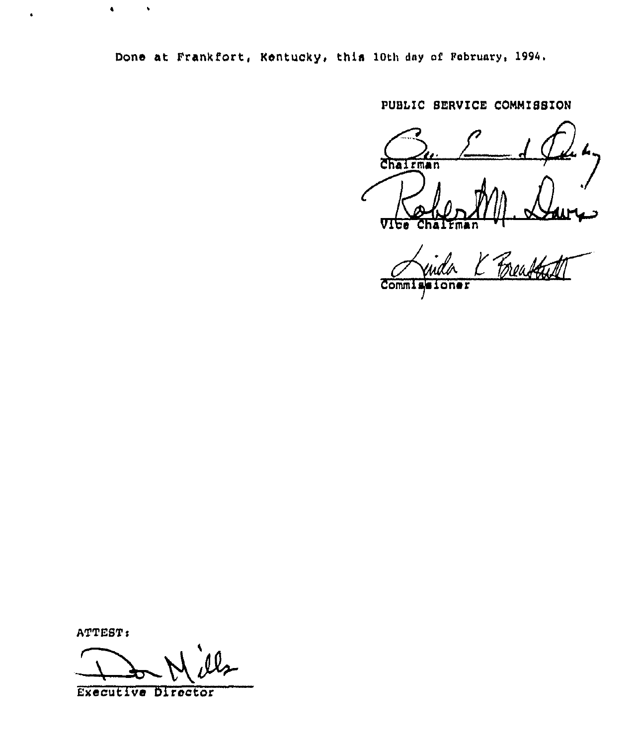Done at Frankfort, Kentucky, this 10th day of February, 1994.

PUBLIC SERVICE COMMISSION

Chairman

Vice Chairman

Commissioner

ATTEST:

Executive Director